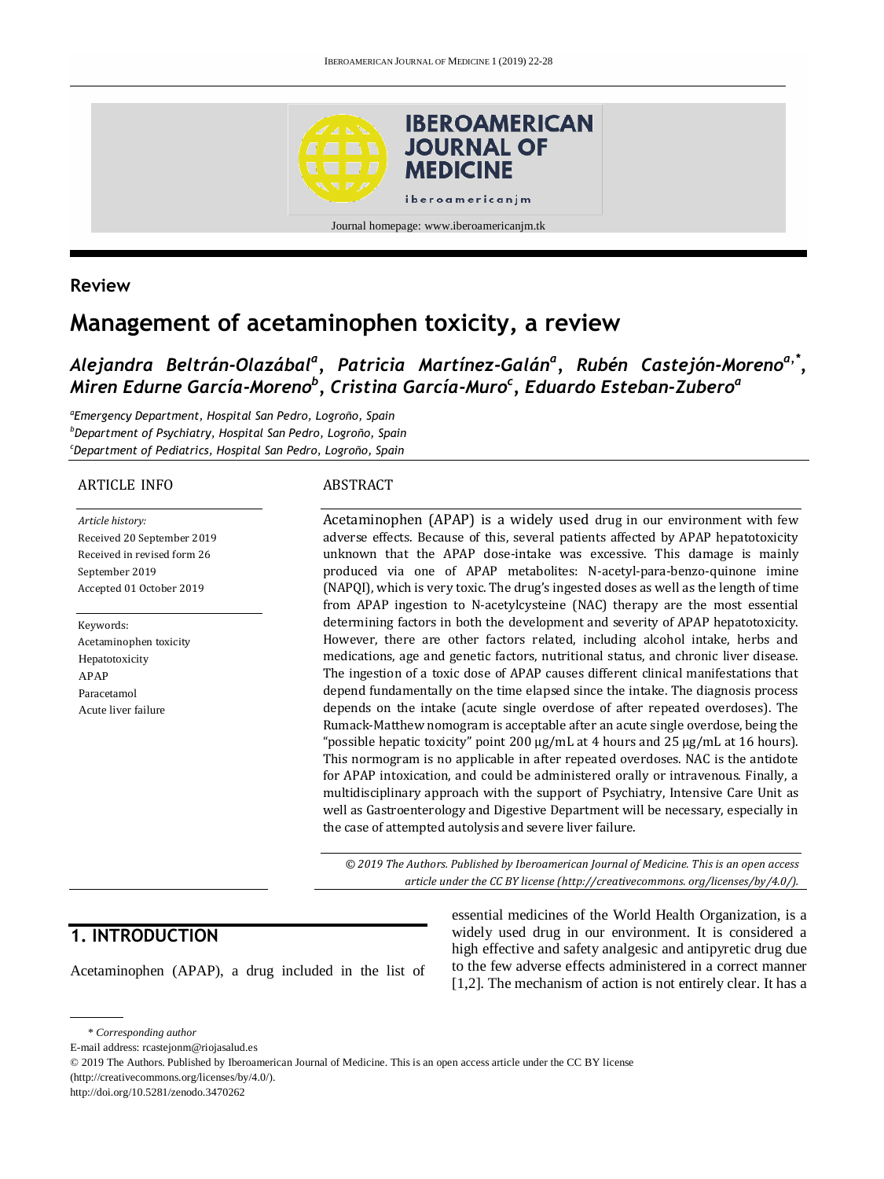Review

# Management of acetaminophen toxicity, a review

*Alejandra Beltrán-Olazábal[a], Patricia Martínez-Galán[a], Rubén Castejón-Moreno[a,*], Miren Edurne García-Moreno[b], Cristina García-Muro[c], Eduardo Esteban-Zubero[a]*

[a]*Emergency Department, Hospital San Pedro, Logroño, Spain*
[b]*Department of Psychiatry, Hospital San Pedro, Logroño, Spain*
[c]*Department of Pediatrics, Hospital San Pedro, Logroño, Spain*

ARTICLE INFO

*Article history:*
Received 20 September 2019
Received in revised form 26 September 2019
Accepted 01 October 2019

Keywords:
Acetaminophen toxicity
Hepatotoxicity
APAP
Paracetamol
Acute liver failure

ABSTRACT

Acetaminophen (APAP) is a widely used drug in our environment with few adverse effects. Because of this, several patients affected by APAP hepatotoxicity unknown that the APAP dose-intake was excessive. This damage is mainly produced via one of APAP metabolites: N-acetyl-para-benzo-quinone imine (NAPQI), which is very toxic. The drug's ingested doses as well as the length of time from APAP ingestion to N-acetylcysteine (NAC) therapy are the most essential determining factors in both the development and severity of APAP hepatotoxicity. However, there are other factors related, including alcohol intake, herbs and medications, age and genetic factors, nutritional status, and chronic liver disease. The ingestion of a toxic dose of APAP causes different clinical manifestations that depend fundamentally on the time elapsed since the intake. The diagnosis process depends on the intake (acute single overdose of after repeated overdoses). The Rumack-Matthew nomogram is acceptable after an acute single overdose, being the "possible hepatic toxicity" point 200 µg/mL at 4 hours and 25 µg/mL at 16 hours). This normogram is no applicable in after repeated overdoses. NAC is the antidote for APAP intoxication, and could be administered orally or intravenous. Finally, a multidisciplinary approach with the support of Psychiatry, Intensive Care Unit as well as Gastroenterology and Digestive Department will be necessary, especially in the case of attempted autolysis and severe liver failure.

*© 2019 The Authors. Published by Iberoamerican Journal of Medicine. This is an open access article under the CC BY license (http://creativecommons. org/licenses/by/4.0/).*

## 1. INTRODUCTION

Acetaminophen (APAP), a drug included in the list of essential medicines of the World Health Organization, is a widely used drug in our environment. It is considered a high effective and safety analgesic and antipyretic drug due to the few adverse effects administered in a correct manner [1,2]. The mechanism of action is not entirely clear. It has a

\* *Corresponding author*
E-mail address: rcastejonm@riojasalud.es
© 2019 The Authors. Published by Iberoamerican Journal of Medicine. This is an open access article under the CC BY license (http://creativecommons.org/licenses/by/4.0/).
http://doi.org/10.5281/zenodo.3470262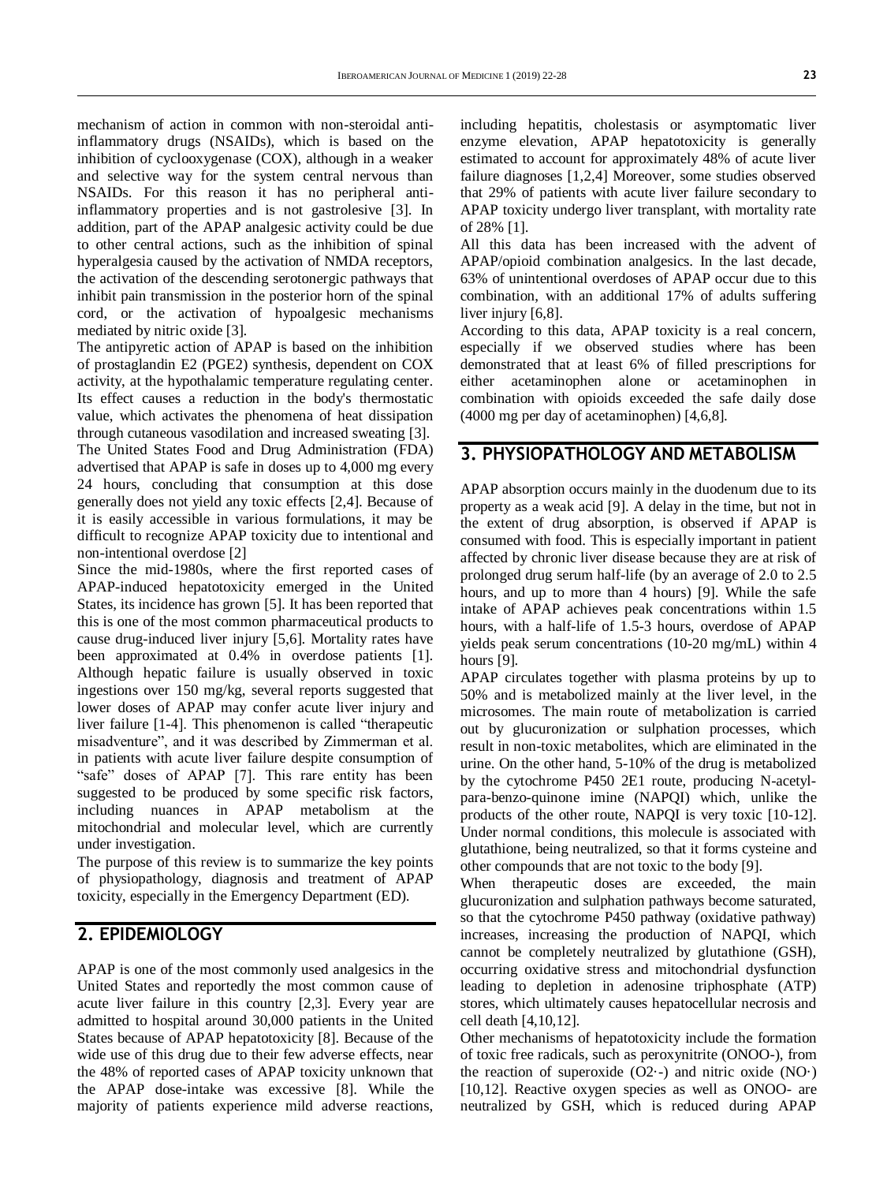mechanism of action in common with non-steroidal anti-inflammatory drugs (NSAIDs), which is based on the inhibition of cyclooxygenase (COX), although in a weaker and selective way for the system central nervous than NSAIDs. For this reason it has no peripheral anti-inflammatory properties and is not gastrolesive [3]. In addition, part of the APAP analgesic activity could be due to other central actions, such as the inhibition of spinal hyperalgesia caused by the activation of NMDA receptors, the activation of the descending serotonergic pathways that inhibit pain transmission in the posterior horn of the spinal cord, or the activation of hypoalgesic mechanisms mediated by nitric oxide [3].

The antipyretic action of APAP is based on the inhibition of prostaglandin E2 (PGE2) synthesis, dependent on COX activity, at the hypothalamic temperature regulating center. Its effect causes a reduction in the body's thermostatic value, which activates the phenomena of heat dissipation through cutaneous vasodilation and increased sweating [3].

The United States Food and Drug Administration (FDA) advertised that APAP is safe in doses up to 4,000 mg every 24 hours, concluding that consumption at this dose generally does not yield any toxic effects [2,4]. Because of it is easily accessible in various formulations, it may be difficult to recognize APAP toxicity due to intentional and non-intentional overdose [2]

Since the mid-1980s, where the first reported cases of APAP-induced hepatotoxicity emerged in the United States, its incidence has grown [5]. It has been reported that this is one of the most common pharmaceutical products to cause drug-induced liver injury [5,6]. Mortality rates have been approximated at 0.4% in overdose patients [1]. Although hepatic failure is usually observed in toxic ingestions over 150 mg/kg, several reports suggested that lower doses of APAP may confer acute liver injury and liver failure [1-4]. This phenomenon is called "therapeutic misadventure", and it was described by Zimmerman et al. in patients with acute liver failure despite consumption of "safe" doses of APAP [7]. This rare entity has been suggested to be produced by some specific risk factors, including nuances in APAP metabolism at the mitochondrial and molecular level, which are currently under investigation.

The purpose of this review is to summarize the key points of physiopathology, diagnosis and treatment of APAP toxicity, especially in the Emergency Department (ED).

## 2. EPIDEMIOLOGY

APAP is one of the most commonly used analgesics in the United States and reportedly the most common cause of acute liver failure in this country [2,3]. Every year are admitted to hospital around 30,000 patients in the United States because of APAP hepatotoxicity [8]. Because of the wide use of this drug due to their few adverse effects, near the 48% of reported cases of APAP toxicity unknown that the APAP dose-intake was excessive [8]. While the majority of patients experience mild adverse reactions, including hepatitis, cholestasis or asymptomatic liver enzyme elevation, APAP hepatotoxicity is generally estimated to account for approximately 48% of acute liver failure diagnoses [1,2,4] Moreover, some studies observed that 29% of patients with acute liver failure secondary to APAP toxicity undergo liver transplant, with mortality rate of 28% [1].

All this data has been increased with the advent of APAP/opioid combination analgesics. In the last decade, 63% of unintentional overdoses of APAP occur due to this combination, with an additional 17% of adults suffering liver injury [6,8].

According to this data, APAP toxicity is a real concern, especially if we observed studies where has been demonstrated that at least 6% of filled prescriptions for either acetaminophen alone or acetaminophen in combination with opioids exceeded the safe daily dose (4000 mg per day of acetaminophen) [4,6,8].

## 3. PHYSIOPATHOLOGY AND METABOLISM

APAP absorption occurs mainly in the duodenum due to its property as a weak acid [9]. A delay in the time, but not in the extent of drug absorption, is observed if APAP is consumed with food. This is especially important in patient affected by chronic liver disease because they are at risk of prolonged drug serum half-life (by an average of 2.0 to 2.5 hours, and up to more than 4 hours) [9]. While the safe intake of APAP achieves peak concentrations within 1.5 hours, with a half-life of 1.5-3 hours, overdose of APAP yields peak serum concentrations (10-20 mg/mL) within 4 hours [9].

APAP circulates together with plasma proteins by up to 50% and is metabolized mainly at the liver level, in the microsomes. The main route of metabolization is carried out by glucuronization or sulphation processes, which result in non-toxic metabolites, which are eliminated in the urine. On the other hand, 5-10% of the drug is metabolized by the cytochrome P450 2E1 route, producing N-acetyl-para-benzo-quinone imine (NAPQI) which, unlike the products of the other route, NAPQI is very toxic [10-12]. Under normal conditions, this molecule is associated with glutathione, being neutralized, so that it forms cysteine and other compounds that are not toxic to the body [9].

When therapeutic doses are exceeded, the main glucuronization and sulphation pathways become saturated, so that the cytochrome P450 pathway (oxidative pathway) increases, increasing the production of NAPQI, which cannot be completely neutralized by glutathione (GSH), occurring oxidative stress and mitochondrial dysfunction leading to depletion in adenosine triphosphate (ATP) stores, which ultimately causes hepatocellular necrosis and cell death [4,10,12].

Other mechanisms of hepatotoxicity include the formation of toxic free radicals, such as peroxynitrite (ONOO-), from the reaction of superoxide ($O2\cdot-$) and nitric oxide ($NO\cdot$) [10,12]. Reactive oxygen species as well as ONOO- are neutralized by GSH, which is reduced during APAP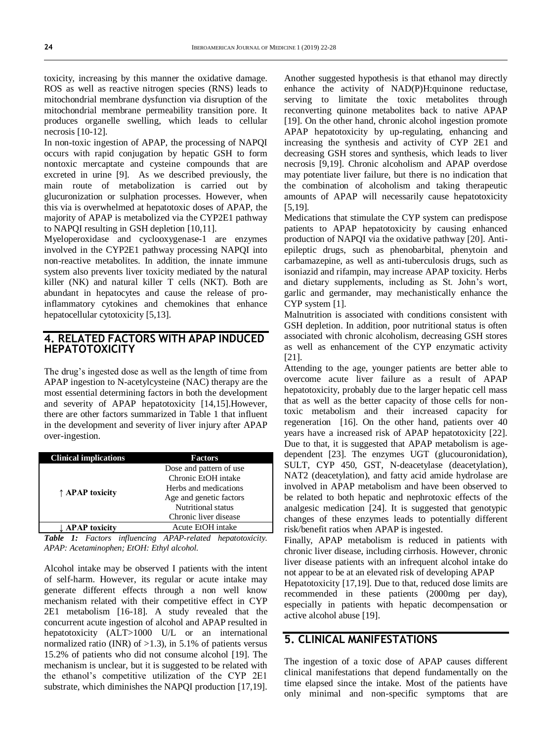toxicity, increasing by this manner the oxidative damage. ROS as well as reactive nitrogen species (RNS) leads to mitochondrial membrane dysfunction via disruption of the mitochondrial membrane permeability transition pore. It produces organelle swelling, which leads to cellular necrosis [10-12].

In non-toxic ingestion of APAP, the processing of NAPQI occurs with rapid conjugation by hepatic GSH to form nontoxic mercaptate and cysteine compounds that are excreted in urine [9]. As we described previously, the main route of metabolization is carried out by glucuronization or sulphation processes. However, when this via is overwhelmed at hepatotoxic doses of APAP, the majority of APAP is metabolized via the CYP2E1 pathway to NAPQI resulting in GSH depletion [10,11].

Myeloperoxidase and cyclooxygenase-1 are enzymes involved in the CYP2E1 pathway processing NAPQI into non-reactive metabolites. In addition, the innate immune system also prevents liver toxicity mediated by the natural killer (NK) and natural killer T cells (NKT). Both are abundant in hepatocytes and cause the release of pro-inflammatory cytokines and chemokines that enhance hepatocellular cytotoxicity [5,13].

## 4. RELATED FACTORS WITH APAP INDUCED HEPATOTOXICITY

The drug's ingested dose as well as the length of time from APAP ingestion to N-acetylcysteine (NAC) therapy are the most essential determining factors in both the development and severity of APAP hepatotoxicity [14,15].However, there are other factors summarized in Table 1 that influent in the development and severity of liver injury after APAP over-ingestion.

| Clinical implications | Factors |
|---|---|
| ↑ **APAP toxicity** | Dose and pattern of use<br>Chronic EtOH intake<br>Herbs and medications<br>Age and genetic factors<br>Nutritional status<br>Chronic liver disease |
| ↓ **APAP toxicity** | Acute EtOH intake |

***Table 1:*** *Factors influencing APAP-related hepatotoxicity. APAP: Acetaminophen; EtOH: Ethyl alcohol.*

Alcohol intake may be observed I patients with the intent of self-harm. However, its regular or acute intake may generate different effects through a non well know mechanism related with their competitive effect in CYP 2E1 metabolism [16-18]. A study revealed that the concurrent acute ingestion of alcohol and APAP resulted in hepatotoxicity (ALT>1000 U/L or an international normalized ratio (INR) of >1.3), in 5.1% of patients versus 15.2% of patients who did not consume alcohol [19]. The mechanism is unclear, but it is suggested to be related with the ethanol's competitive utilization of the CYP 2E1 substrate, which diminishes the NAPQI production [17,19].

Another suggested hypothesis is that ethanol may directly enhance the activity of NAD(P)H:quinone reductase, serving to limitate the toxic metabolites through reconverting quinone metabolites back to native APAP [19]. On the other hand, chronic alcohol ingestion promote APAP hepatotoxicity by up-regulating, enhancing and increasing the synthesis and activity of CYP 2E1 and decreasing GSH stores and synthesis, which leads to liver necrosis [9,19]. Chronic alcoholism and APAP overdose may potentiate liver failure, but there is no indication that the combination of alcoholism and taking therapeutic amounts of APAP will necessarily cause hepatotoxicity [5,19].

Medications that stimulate the CYP system can predispose patients to APAP hepatotoxicity by causing enhanced production of NAPQI via the oxidative pathway [20]. Anti-epileptic drugs, such as phenobarbital, phenytoin and carbamazepine, as well as anti-tuberculosis drugs, such as isoniazid and rifampin, may increase APAP toxicity. Herbs and dietary supplements, including as St. John's wort, garlic and germander, may mechanistically enhance the CYP system [1].

Malnutrition is associated with conditions consistent with GSH depletion. In addition, poor nutritional status is often associated with chronic alcoholism, decreasing GSH stores as well as enhancement of the CYP enzymatic activity [21].

Attending to the age, younger patients are better able to overcome acute liver failure as a result of APAP hepatotoxicity, probably due to the larger hepatic cell mass that as well as the better capacity of those cells for non-toxic metabolism and their increased capacity for regeneration [16]. On the other hand, patients over 40 years have a increased risk of APAP hepatotoxicity [22]. Due to that, it is suggested that APAP metabolism is age-dependent [23]. The enzymes UGT (glucouronidation), SULT, CYP 450, GST, N-deacetylase (deacetylation), NAT2 (deacetylation), and fatty acid amide hydrolase are involved in APAP metabolism and have been observed to be related to both hepatic and nephrotoxic effects of the analgesic medication [24]. It is suggested that genotypic changes of these enzymes leads to potentially different risk/benefit ratios when APAP is ingested.

Finally, APAP metabolism is reduced in patients with chronic liver disease, including cirrhosis. However, chronic liver disease patients with an infrequent alcohol intake do not appear to be at an elevated risk of developing APAP Hepatotoxicity [17,19]. Due to that, reduced dose limits are recommended in these patients (2000mg per day), especially in patients with hepatic decompensation or active alcohol abuse [19].

## 5. CLINICAL MANIFESTATIONS

The ingestion of a toxic dose of APAP causes different clinical manifestations that depend fundamentally on the time elapsed since the intake. Most of the patients have only minimal and non-specific symptoms that are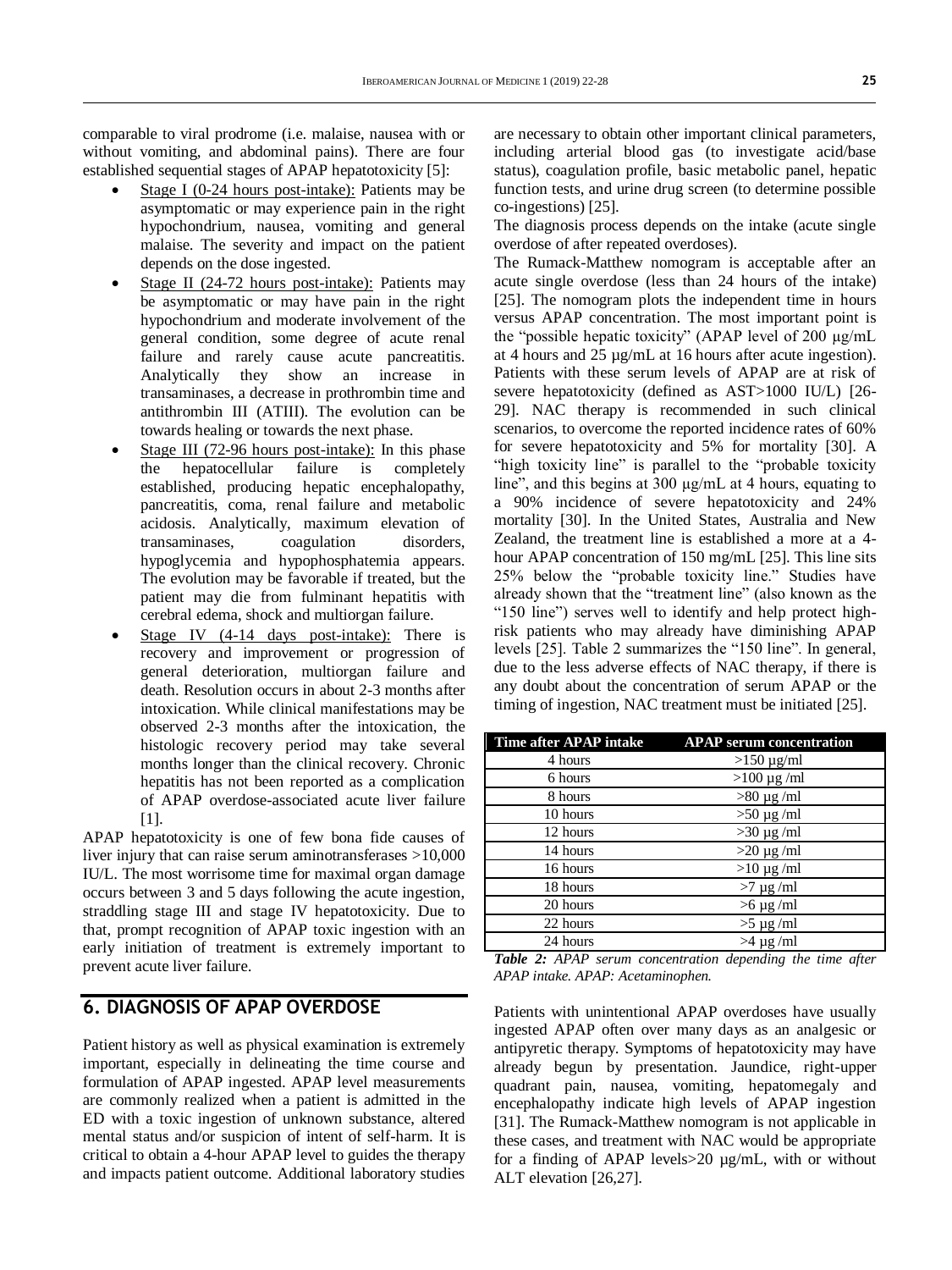comparable to viral prodrome (i.e. malaise, nausea with or without vomiting, and abdominal pains). There are four established sequential stages of APAP hepatotoxicity [5]:

- Stage I (0-24 hours post-intake): Patients may be asymptomatic or may experience pain in the right hypochondrium, nausea, vomiting and general malaise. The severity and impact on the patient depends on the dose ingested.
- Stage II (24-72 hours post-intake): Patients may be asymptomatic or may have pain in the right hypochondrium and moderate involvement of the general condition, some degree of acute renal failure and rarely cause acute pancreatitis. Analytically they show an increase in transaminases, a decrease in prothrombin time and antithrombin III (ATIII). The evolution can be towards healing or towards the next phase.
- Stage III (72-96 hours post-intake): In this phase the hepatocellular failure is completely established, producing hepatic encephalopathy, pancreatitis, coma, renal failure and metabolic acidosis. Analytically, maximum elevation of transaminases, coagulation disorders, hypoglycemia and hypophosphatemia appears. The evolution may be favorable if treated, but the patient may die from fulminant hepatitis with cerebral edema, shock and multiorgan failure.
- Stage IV (4-14 days post-intake): There is recovery and improvement or progression of general deterioration, multiorgan failure and death. Resolution occurs in about 2-3 months after intoxication. While clinical manifestations may be observed 2-3 months after the intoxication, the histologic recovery period may take several months longer than the clinical recovery. Chronic hepatitis has not been reported as a complication of APAP overdose-associated acute liver failure [1].

APAP hepatotoxicity is one of few bona fide causes of liver injury that can raise serum aminotransferases >10,000 IU/L. The most worrisome time for maximal organ damage occurs between 3 and 5 days following the acute ingestion, straddling stage III and stage IV hepatotoxicity. Due to that, prompt recognition of APAP toxic ingestion with an early initiation of treatment is extremely important to prevent acute liver failure.

## 6. DIAGNOSIS OF APAP OVERDOSE

Patient history as well as physical examination is extremely important, especially in delineating the time course and formulation of APAP ingested. APAP level measurements are commonly realized when a patient is admitted in the ED with a toxic ingestion of unknown substance, altered mental status and/or suspicion of intent of self-harm. It is critical to obtain a 4-hour APAP level to guides the therapy and impacts patient outcome. Additional laboratory studies are necessary to obtain other important clinical parameters, including arterial blood gas (to investigate acid/base status), coagulation profile, basic metabolic panel, hepatic function tests, and urine drug screen (to determine possible co-ingestions) [25].

The diagnosis process depends on the intake (acute single overdose of after repeated overdoses).

The Rumack-Matthew nomogram is acceptable after an acute single overdose (less than 24 hours of the intake) [25]. The nomogram plots the independent time in hours versus APAP concentration. The most important point is the "possible hepatic toxicity" (APAP level of 200 µg/mL at 4 hours and 25 µg/mL at 16 hours after acute ingestion). Patients with these serum levels of APAP are at risk of severe hepatotoxicity (defined as AST>1000 IU/L) [26-29]. NAC therapy is recommended in such clinical scenarios, to overcome the reported incidence rates of 60% for severe hepatotoxicity and 5% for mortality [30]. A "high toxicity line" is parallel to the "probable toxicity line", and this begins at 300 µg/mL at 4 hours, equating to a 90% incidence of severe hepatotoxicity and 24% mortality [30]. In the United States, Australia and New Zealand, the treatment line is established a more at a 4-hour APAP concentration of 150 mg/mL [25]. This line sits 25% below the "probable toxicity line." Studies have already shown that the "treatment line" (also known as the "150 line") serves well to identify and help protect high-risk patients who may already have diminishing APAP levels [25]. Table 2 summarizes the "150 line". In general, due to the less adverse effects of NAC therapy, if there is any doubt about the concentration of serum APAP or the timing of ingestion, NAC treatment must be initiated [25].

| Time after APAP intake | APAP serum concentration |
|---|---|
| 4 hours | >150 µg/ml |
| 6 hours | >100 µg /ml |
| 8 hours | >80 µg /ml |
| 10 hours | >50 µg /ml |
| 12 hours | >30 µg /ml |
| 14 hours | >20 µg /ml |
| 16 hours | >10 µg /ml |
| 18 hours | >7 µg /ml |
| 20 hours | >6 µg /ml |
| 22 hours | >5 µg /ml |
| 24 hours | >4 µg /ml |

***Table 2:*** *APAP serum concentration depending the time after APAP intake. APAP: Acetaminophen.*

Patients with unintentional APAP overdoses have usually ingested APAP often over many days as an analgesic or antipyretic therapy. Symptoms of hepatotoxicity may have already begun by presentation. Jaundice, right-upper quadrant pain, nausea, vomiting, hepatomegaly and encephalopathy indicate high levels of APAP ingestion [31]. The Rumack-Matthew nomogram is not applicable in these cases, and treatment with NAC would be appropriate for a finding of APAP levels>20 µg/mL, with or without ALT elevation [26,27].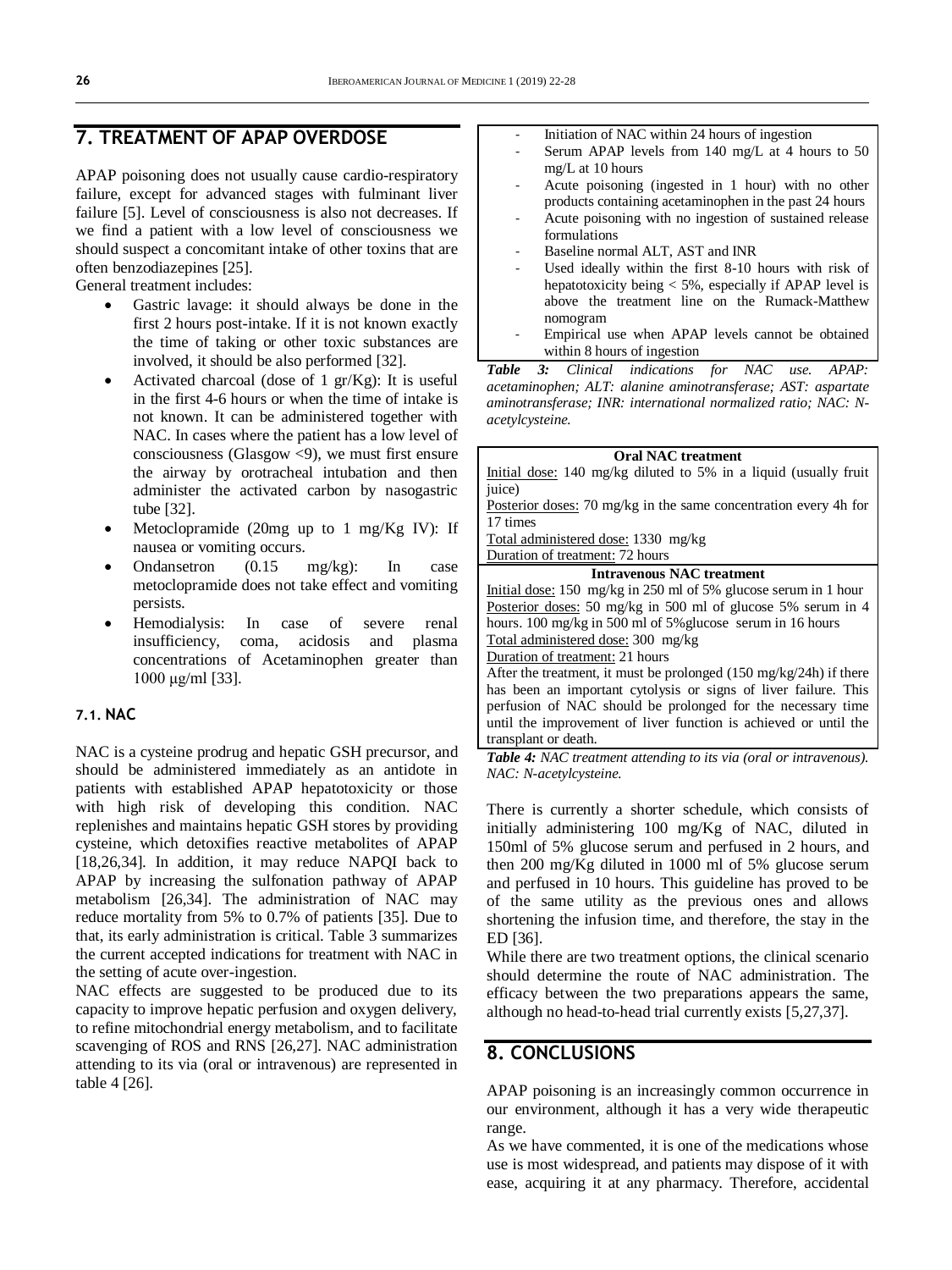## 7. TREATMENT OF APAP OVERDOSE

APAP poisoning does not usually cause cardio-respiratory failure, except for advanced stages with fulminant liver failure [5]. Level of consciousness is also not decreases. If we find a patient with a low level of consciousness we should suspect a concomitant intake of other toxins that are often benzodiazepines [25].

General treatment includes:

- Gastric lavage: it should always be done in the first 2 hours post-intake. If it is not known exactly the time of taking or other toxic substances are involved, it should be also performed [32].
- Activated charcoal (dose of 1 gr/Kg): It is useful in the first 4-6 hours or when the time of intake is not known. It can be administered together with NAC. In cases where the patient has a low level of consciousness (Glasgow <9), we must first ensure the airway by orotracheal intubation and then administer the activated carbon by nasogastric tube [32].
- Metoclopramide (20mg up to 1 mg/Kg IV): If nausea or vomiting occurs.
- Ondansetron (0.15 mg/kg): In case metoclopramide does not take effect and vomiting persists.
- Hemodialysis: In case of severe renal insufficiency, coma, acidosis and plasma concentrations of Acetaminophen greater than 1000 µg/ml [33].

### 7.1. NAC

NAC is a cysteine prodrug and hepatic GSH precursor, and should be administered immediately as an antidote in patients with established APAP hepatotoxicity or those with high risk of developing this condition. NAC replenishes and maintains hepatic GSH stores by providing cysteine, which detoxifies reactive metabolites of APAP [18,26,34]. In addition, it may reduce NAPQI back to APAP by increasing the sulfonation pathway of APAP metabolism [26,34]. The administration of NAC may reduce mortality from 5% to 0.7% of patients [35]. Due to that, its early administration is critical. Table 3 summarizes the current accepted indications for treatment with NAC in the setting of acute over-ingestion.

NAC effects are suggested to be produced due to its capacity to improve hepatic perfusion and oxygen delivery, to refine mitochondrial energy metabolism, and to facilitate scavenging of ROS and RNS [26,27]. NAC administration attending to its via (oral or intravenous) are represented in table 4 [26].

| |
|---|
| - Initiation of NAC within 24 hours of ingestion<br>- Serum APAP levels from 140 mg/L at 4 hours to 50 mg/L at 10 hours<br>- Acute poisoning (ingested in 1 hour) with no other products containing acetaminophen in the past 24 hours<br>- Acute poisoning with no ingestion of sustained release formulations<br>- Baseline normal ALT, AST and INR<br>- Used ideally within the first 8-10 hours with risk of hepatotoxicity being < 5%, especially if APAP level is above the treatment line on the Rumack-Matthew nomogram<br>- Empirical use when APAP levels cannot be obtained within 8 hours of ingestion |

***Table 3:*** *Clinical indications for NAC use. APAP: acetaminophen; ALT: alanine aminotransferase; AST: aspartate aminotransferase; INR: international normalized ratio; NAC: N-acetylcysteine.*

| **Oral NAC treatment** |
|---|
| Initial dose: 140 mg/kg diluted to 5% in a liquid (usually fruit juice) |
| Posterior doses: 70 mg/kg in the same concentration every 4h for 17 times |
| Total administered dose: 1330 mg/kg |
| Duration of treatment: 72 hours |
| **Intravenous NAC treatment** |
| Initial dose: 150 mg/kg in 250 ml of 5% glucose serum in 1 hour |
| Posterior doses: 50 mg/kg in 500 ml of glucose 5% serum in 4 hours. 100 mg/kg in 500 ml of 5%glucose serum in 16 hours |
| Total administered dose: 300 mg/kg |
| Duration of treatment: 21 hours |
| After the treatment, it must be prolonged (150 mg/kg/24h) if there has been an important cytolysis or signs of liver failure. This perfusion of NAC should be prolonged for the necessary time until the improvement of liver function is achieved or until the transplant or death. |

***Table 4:*** *NAC treatment attending to its via (oral or intravenous). NAC: N-acetylcysteine.*

There is currently a shorter schedule, which consists of initially administering 100 mg/Kg of NAC, diluted in 150ml of 5% glucose serum and perfused in 2 hours, and then 200 mg/Kg diluted in 1000 ml of 5% glucose serum and perfused in 10 hours. This guideline has proved to be of the same utility as the previous ones and allows shortening the infusion time, and therefore, the stay in the ED [36].

While there are two treatment options, the clinical scenario should determine the route of NAC administration. The efficacy between the two preparations appears the same, although no head-to-head trial currently exists [5,27,37].

## 8. CONCLUSIONS

APAP poisoning is an increasingly common occurrence in our environment, although it has a very wide therapeutic range.

As we have commented, it is one of the medications whose use is most widespread, and patients may dispose of it with ease, acquiring it at any pharmacy. Therefore, accidental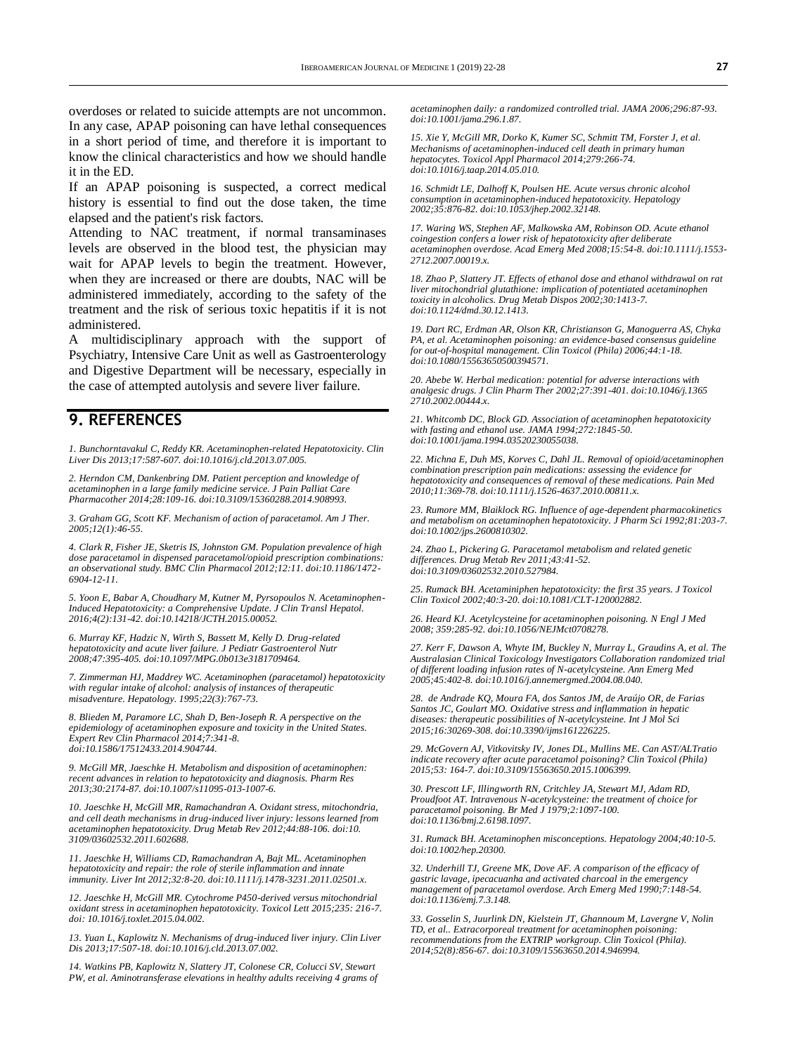overdoses or related to suicide attempts are not uncommon. In any case, APAP poisoning can have lethal consequences in a short period of time, and therefore it is important to know the clinical characteristics and how we should handle it in the ED.

If an APAP poisoning is suspected, a correct medical history is essential to find out the dose taken, the time elapsed and the patient's risk factors.

Attending to NAC treatment, if normal transaminases levels are observed in the blood test, the physician may wait for APAP levels to begin the treatment. However, when they are increased or there are doubts, NAC will be administered immediately, according to the safety of the treatment and the risk of serious toxic hepatitis if it is not administered.

A multidisciplinary approach with the support of Psychiatry, Intensive Care Unit as well as Gastroenterology and Digestive Department will be necessary, especially in the case of attempted autolysis and severe liver failure.

## 9. REFERENCES

*1. Bunchorntavakul C, Reddy KR. Acetaminophen-related Hepatotoxicity. Clin Liver Dis 2013;17:587-607. doi:10.1016/j.cld.2013.07.005.*

*2. Herndon CM, Dankenbring DM. Patient perception and knowledge of acetaminophen in a large family medicine service. J Pain Palliat Care Pharmacother 2014;28:109-16. doi:10.3109/15360288.2014.908993.*

*3. Graham GG, Scott KF. Mechanism of action of paracetamol. Am J Ther. 2005;12(1):46-55.*

*4. Clark R, Fisher JE, Sketris IS, Johnston GM. Population prevalence of high dose paracetamol in dispensed paracetamol/opioid prescription combinations: an observational study. BMC Clin Pharmacol 2012;12:11. doi:10.1186/1472-6904-12-11.*

*5. Yoon E, Babar A, Choudhary M, Kutner M, Pyrsopoulos N. Acetaminophen-Induced Hepatotoxicity: a Comprehensive Update. J Clin Transl Hepatol. 2016;4(2):131-42. doi:10.14218/JCTH.2015.00052.*

*6. Murray KF, Hadzic N, Wirth S, Bassett M, Kelly D. Drug-related hepatotoxicity and acute liver failure. J Pediatr Gastroenterol Nutr 2008;47:395-405. doi:10.1097/MPG.0b013e3181709464.*

*7. Zimmerman HJ, Maddrey WC. Acetaminophen (paracetamol) hepatotoxicity with regular intake of alcohol: analysis of instances of therapeutic misadventure. Hepatology. 1995;22(3):767-73.*

*8. Blieden M, Paramore LC, Shah D, Ben-Joseph R. A perspective on the epidemiology of acetaminophen exposure and toxicity in the United States. Expert Rev Clin Pharmacol 2014;7:341-8. doi:10.1586/17512433.2014.904744.*

*9. McGill MR, Jaeschke H. Metabolism and disposition of acetaminophen: recent advances in relation to hepatotoxicity and diagnosis. Pharm Res 2013;30:2174-87. doi:10.1007/s11095-013-1007-6.*

*10. Jaeschke H, McGill MR, Ramachandran A. Oxidant stress, mitochondria, and cell death mechanisms in drug-induced liver injury: lessons learned from acetaminophen hepatotoxicity. Drug Metab Rev 2012;44:88-106. doi:10. 3109/03602532.2011.602688.*

*11. Jaeschke H, Williams CD, Ramachandran A, Bajt ML. Acetaminophen hepatotoxicity and repair: the role of sterile inflammation and innate immunity. Liver Int 2012;32:8-20. doi:10.1111/j.1478-3231.2011.02501.x.*

*12. Jaeschke H, McGill MR. Cytochrome P450-derived versus mitochondrial oxidant stress in acetaminophen hepatotoxicity. Toxicol Lett 2015;235: 216-7. doi: 10.1016/j.toxlet.2015.04.002.*

*13. Yuan L, Kaplowitz N. Mechanisms of drug-induced liver injury. Clin Liver Dis 2013;17:507-18. doi:10.1016/j.cld.2013.07.002.*

*14. Watkins PB, Kaplowitz N, Slattery JT, Colonese CR, Colucci SV, Stewart PW, et al. Aminotransferase elevations in healthy adults receiving 4 grams of acetaminophen daily: a randomized controlled trial. JAMA 2006;296:87-93. doi:10.1001/jama.296.1.87.*

*15. Xie Y, McGill MR, Dorko K, Kumer SC, Schmitt TM, Forster J, et al. Mechanisms of acetaminophen-induced cell death in primary human hepatocytes. Toxicol Appl Pharmacol 2014;279:266-74. doi:10.1016/j.taap.2014.05.010.*

*16. Schmidt LE, Dalhoff K, Poulsen HE. Acute versus chronic alcohol consumption in acetaminophen-induced hepatotoxicity. Hepatology 2002;35:876-82. doi:10.1053/jhep.2002.32148.*

*17. Waring WS, Stephen AF, Malkowska AM, Robinson OD. Acute ethanol coingestion confers a lower risk of hepatotoxicity after deliberate acetaminophen overdose. Acad Emerg Med 2008;15:54-8. doi:10.1111/j.1553-2712.2007.00019.x.*

*18. Zhao P, Slattery JT. Effects of ethanol dose and ethanol withdrawal on rat liver mitochondrial glutathione: implication of potentiated acetaminophen toxicity in alcoholics. Drug Metab Dispos 2002;30:1413-7. doi:10.1124/dmd.30.12.1413.*

*19. Dart RC, Erdman AR, Olson KR, Christianson G, Manoguerra AS, Chyka PA, et al. Acetaminophen poisoning: an evidence-based consensus guideline for out-of-hospital management. Clin Toxicol (Phila) 2006;44:1-18. doi:10.1080/15563650500394571.*

*20. Abebe W. Herbal medication: potential for adverse interactions with analgesic drugs. J Clin Pharm Ther 2002;27:391-401. doi:10.1046/j.1365 2710.2002.00444.x.*

*21. Whitcomb DC, Block GD. Association of acetaminophen hepatotoxicity with fasting and ethanol use. JAMA 1994;272:1845-50. doi:10.1001/jama.1994.03520230055038.*

*22. Michna E, Duh MS, Korves C, Dahl JL. Removal of opioid/acetaminophen combination prescription pain medications: assessing the evidence for hepatotoxicity and consequences of removal of these medications. Pain Med 2010;11:369-78. doi:10.1111/j.1526-4637.2010.00811.x.*

*23. Rumore MM, Blaiklock RG. Influence of age-dependent pharmacokinetics and metabolism on acetaminophen hepatotoxicity. J Pharm Sci 1992;81:203-7. doi:10.1002/jps.2600810302.*

*24. Zhao L, Pickering G. Paracetamol metabolism and related genetic differences. Drug Metab Rev 2011;43:41-52. doi:10.3109/03602532.2010.527984.*

*25. Rumack BH. Acetaminiphen hepatotoxicity: the first 35 years. J Toxicol Clin Toxicol 2002;40:3-20. doi:10.1081/CLT-120002882.*

*26. Heard KJ. Acetylcysteine for acetaminophen poisoning. N Engl J Med 2008; 359:285-92. doi:10.1056/NEJMct0708278.*

*27. Kerr F, Dawson A, Whyte IM, Buckley N, Murray L, Graudins A, et al. The Australasian Clinical Toxicology Investigators Collaboration randomized trial of different loading infusion rates of N-acetylcysteine. Ann Emerg Med 2005;45:402-8. doi:10.1016/j.annemergmed.2004.08.040.*

*28. de Andrade KQ, Moura FA, dos Santos JM, de Araújo OR, de Farias Santos JC, Goulart MO. Oxidative stress and inflammation in hepatic diseases: therapeutic possibilities of N-acetylcysteine. Int J Mol Sci 2015;16:30269-308. doi:10.3390/ijms161226225.*

*29. McGovern AJ, Vitkovitsky IV, Jones DL, Mullins ME. Can AST/ALTratio indicate recovery after acute paracetamol poisoning? Clin Toxicol (Phila) 2015;53: 164-7. doi:10.3109/15563650.2015.1006399.*

*30. Prescott LF, Illingworth RN, Critchley JA, Stewart MJ, Adam RD, Proudfoot AT. Intravenous N-acetylcysteine: the treatment of choice for paracetamol poisoning. Br Med J 1979;2:1097-100. doi:10.1136/bmj.2.6198.1097.*

*31. Rumack BH. Acetaminophen misconceptions. Hepatology 2004;40:10-5. doi:10.1002/hep.20300.*

*32. Underhill TJ, Greene MK, Dove AF. A comparison of the efficacy of gastric lavage, ipecacuanha and activated charcoal in the emergency management of paracetamol overdose. Arch Emerg Med 1990;7:148-54. doi:10.1136/emj.7.3.148.*

*33. Gosselin S, Juurlink DN, Kielstein JT, Ghannoum M, Lavergne V, Nolin TD, et al.. Extracorporeal treatment for acetaminophen poisoning: recommendations from the EXTRIP workgroup. Clin Toxicol (Phila). 2014;52(8):856-67. doi:10.3109/15563650.2014.946994.*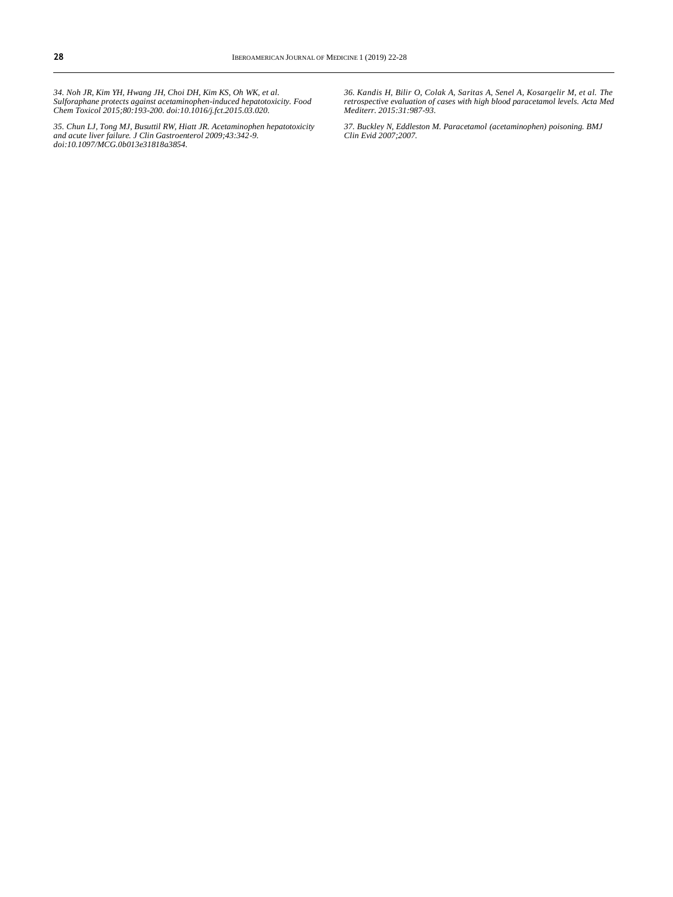*34. Noh JR, Kim YH, Hwang JH, Choi DH, Kim KS, Oh WK, et al. Sulforaphane protects against acetaminophen-induced hepatotoxicity. Food Chem Toxicol 2015;80:193-200. doi:10.1016/j.fct.2015.03.020.*

*35. Chun LJ, Tong MJ, Busuttil RW, Hiatt JR. Acetaminophen hepatotoxicity and acute liver failure. J Clin Gastroenterol 2009;43:342-9. doi:10.1097/MCG.0b013e31818a3854.*

*36. Kandis H, Bilir O, Colak A, Saritas A, Senel A, Kosargelir M, et al. The retrospective evaluation of cases with high blood paracetamol levels. Acta Med Mediterr. 2015:31:987-93.*

*37. Buckley N, Eddleston M. Paracetamol (acetaminophen) poisoning. BMJ Clin Evid 2007;2007.*